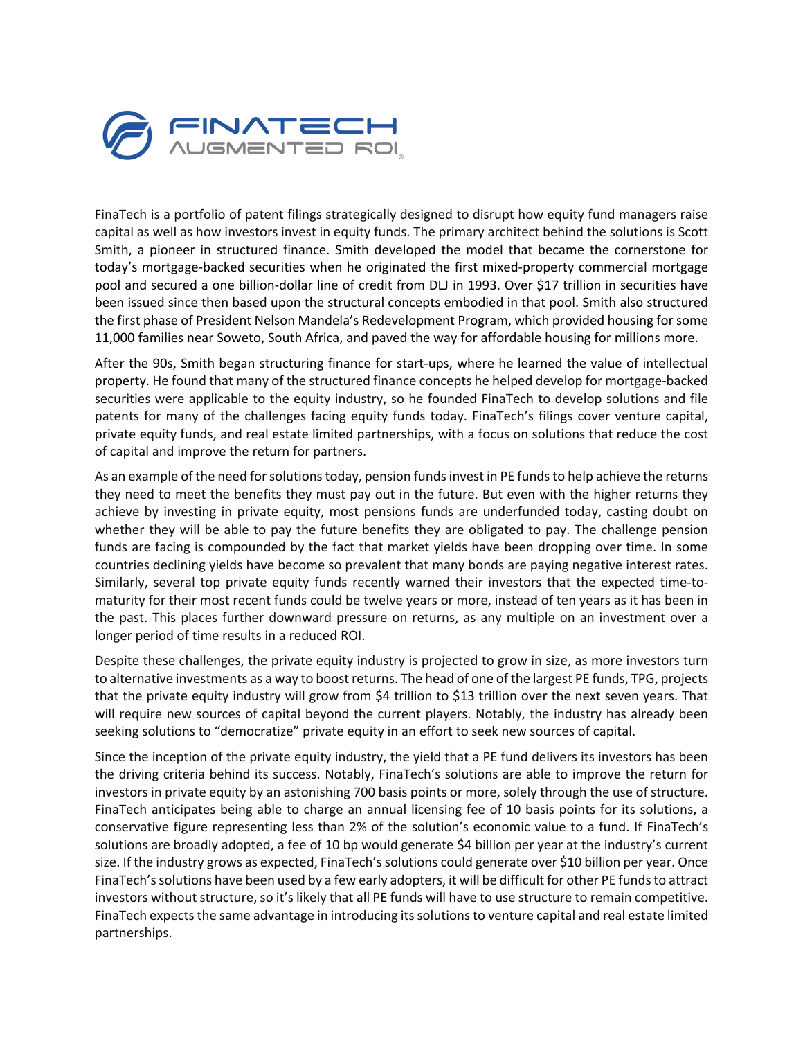FINATECH
AUGMENTED ROI®

FinaTech is a portfolio of patent filings strategically designed to disrupt how equity fund managers raise capital as well as how investors invest in equity funds. The primary architect behind the solutions is Scott Smith, a pioneer in structured finance. Smith developed the model that became the cornerstone for today's mortgage-backed securities when he originated the first mixed-property commercial mortgage pool and secured a one billion-dollar line of credit from DLJ in 1993. Over $17 trillion in securities have been issued since then based upon the structural concepts embodied in that pool. Smith also structured the first phase of President Nelson Mandela's Redevelopment Program, which provided housing for some 11,000 families near Soweto, South Africa, and paved the way for affordable housing for millions more.

After the 90s, Smith began structuring finance for start-ups, where he learned the value of intellectual property. He found that many of the structured finance concepts he helped develop for mortgage-backed securities were applicable to the equity industry, so he founded FinaTech to develop solutions and file patents for many of the challenges facing equity funds today. FinaTech's filings cover venture capital, private equity funds, and real estate limited partnerships, with a focus on solutions that reduce the cost of capital and improve the return for partners.

As an example of the need for solutions today, pension funds invest in PE funds to help achieve the returns they need to meet the benefits they must pay out in the future. But even with the higher returns they achieve by investing in private equity, most pensions funds are underfunded today, casting doubt on whether they will be able to pay the future benefits they are obligated to pay. The challenge pension funds are facing is compounded by the fact that market yields have been dropping over time. In some countries declining yields have become so prevalent that many bonds are paying negative interest rates. Similarly, several top private equity funds recently warned their investors that the expected time-to-maturity for their most recent funds could be twelve years or more, instead of ten years as it has been in the past. This places further downward pressure on returns, as any multiple on an investment over a longer period of time results in a reduced ROI.

Despite these challenges, the private equity industry is projected to grow in size, as more investors turn to alternative investments as a way to boost returns. The head of one of the largest PE funds, TPG, projects that the private equity industry will grow from $4 trillion to $13 trillion over the next seven years. That will require new sources of capital beyond the current players. Notably, the industry has already been seeking solutions to "democratize" private equity in an effort to seek new sources of capital.

Since the inception of the private equity industry, the yield that a PE fund delivers its investors has been the driving criteria behind its success. Notably, FinaTech's solutions are able to improve the return for investors in private equity by an astonishing 700 basis points or more, solely through the use of structure. FinaTech anticipates being able to charge an annual licensing fee of 10 basis points for its solutions, a conservative figure representing less than 2% of the solution's economic value to a fund. If FinaTech's solutions are broadly adopted, a fee of 10 bp would generate $4 billion per year at the industry's current size. If the industry grows as expected, FinaTech's solutions could generate over $10 billion per year. Once FinaTech's solutions have been used by a few early adopters, it will be difficult for other PE funds to attract investors without structure, so it's likely that all PE funds will have to use structure to remain competitive. FinaTech expects the same advantage in introducing its solutions to venture capital and real estate limited partnerships.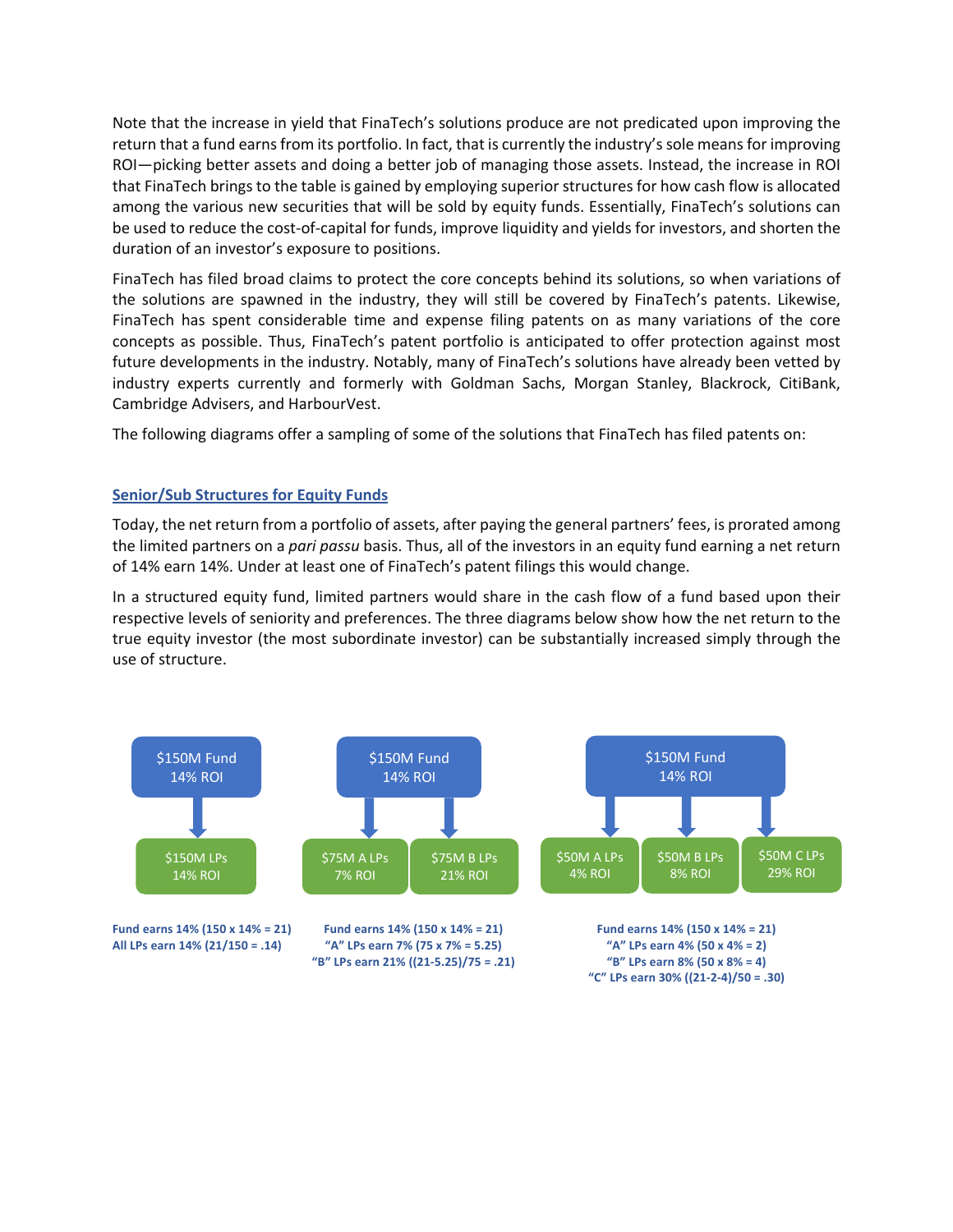Note that the increase in yield that FinaTech's solutions produce are not predicated upon improving the return that a fund earns from its portfolio. In fact, that is currently the industry's sole means for improving ROI—picking better assets and doing a better job of managing those assets. Instead, the increase in ROI that FinaTech brings to the table is gained by employing superior structures for how cash flow is allocated among the various new securities that will be sold by equity funds. Essentially, FinaTech's solutions can be used to reduce the cost-of-capital for funds, improve liquidity and yields for investors, and shorten the duration of an investor's exposure to positions.

FinaTech has filed broad claims to protect the core concepts behind its solutions, so when variations of the solutions are spawned in the industry, they will still be covered by FinaTech's patents. Likewise, FinaTech has spent considerable time and expense filing patents on as many variations of the core concepts as possible. Thus, FinaTech's patent portfolio is anticipated to offer protection against most future developments in the industry. Notably, many of FinaTech's solutions have already been vetted by industry experts currently and formerly with Goldman Sachs, Morgan Stanley, Blackrock, CitiBank, Cambridge Advisers, and HarbourVest.

The following diagrams offer a sampling of some of the solutions that FinaTech has filed patents on:

## Senior/Sub Structures for Equity Funds

Today, the net return from a portfolio of assets, after paying the general partners' fees, is prorated among the limited partners on a *pari passu* basis. Thus, all of the investors in an equity fund earning a net return of 14% earn 14%. Under at least one of FinaTech's patent filings this would change.

In a structured equity fund, limited partners would share in the cash flow of a fund based upon their respective levels of seniority and preferences. The three diagrams below show how the net return to the true equity investor (the most subordinate investor) can be substantially increased simply through the use of structure.

$150M Fund 14% ROI → $150M LPs 14% ROI

**Fund earns 14% (150 x 14% = 21)**
**All LPs earn 14% (21/150 = .14)**

$150M Fund 14% ROI → $75M A LPs 7% ROI; $75M B LPs 21% ROI

**Fund earns 14% (150 x 14% = 21)**
**"A" LPs earn 7% (75 x 7% = 5.25)**
**"B" LPs earn 21% ((21-5.25)/75 = .21)**

$150M Fund 14% ROI → $50M A LPs 4% ROI; $50M B LPs 8% ROI; $50M C LPs 29% ROI

**Fund earns 14% (150 x 14% = 21)**
**"A" LPs earn 4% (50 x 4% = 2)**
**"B" LPs earn 8% (50 x 8% = 4)**
**"C" LPs earn 30% ((21-2-4)/50 = .30)**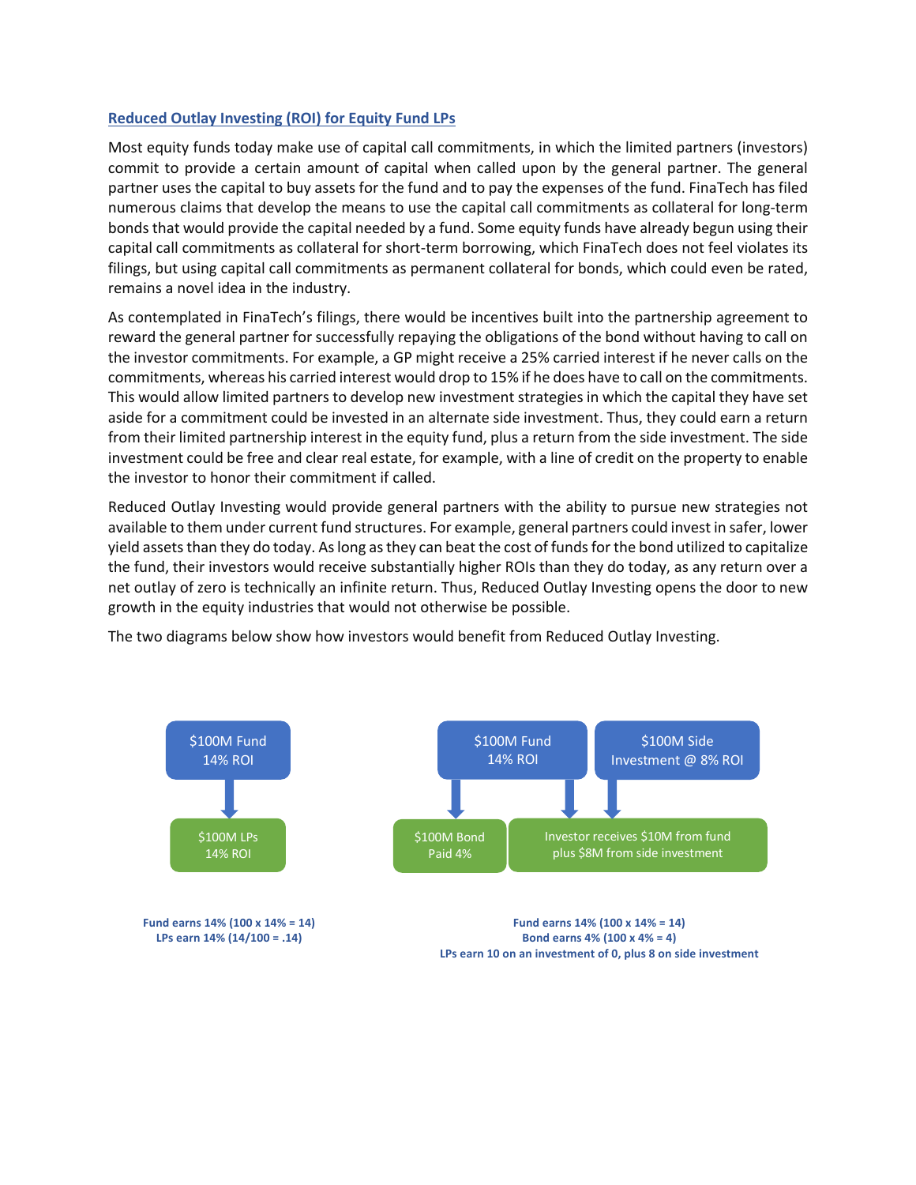## Reduced Outlay Investing (ROI) for Equity Fund LPs

Most equity funds today make use of capital call commitments, in which the limited partners (investors) commit to provide a certain amount of capital when called upon by the general partner. The general partner uses the capital to buy assets for the fund and to pay the expenses of the fund. FinaTech has filed numerous claims that develop the means to use the capital call commitments as collateral for long-term bonds that would provide the capital needed by a fund. Some equity funds have already begun using their capital call commitments as collateral for short-term borrowing, which FinaTech does not feel violates its filings, but using capital call commitments as permanent collateral for bonds, which could even be rated, remains a novel idea in the industry.

As contemplated in FinaTech's filings, there would be incentives built into the partnership agreement to reward the general partner for successfully repaying the obligations of the bond without having to call on the investor commitments. For example, a GP might receive a 25% carried interest if he never calls on the commitments, whereas his carried interest would drop to 15% if he does have to call on the commitments. This would allow limited partners to develop new investment strategies in which the capital they have set aside for a commitment could be invested in an alternate side investment. Thus, they could earn a return from their limited partnership interest in the equity fund, plus a return from the side investment. The side investment could be free and clear real estate, for example, with a line of credit on the property to enable the investor to honor their commitment if called.

Reduced Outlay Investing would provide general partners with the ability to pursue new strategies not available to them under current fund structures. For example, general partners could invest in safer, lower yield assets than they do today. As long as they can beat the cost of funds for the bond utilized to capitalize the fund, their investors would receive substantially higher ROIs than they do today, as any return over a net outlay of zero is technically an infinite return. Thus, Reduced Outlay Investing opens the door to new growth in the equity industries that would not otherwise be possible.

The two diagrams below show how investors would benefit from Reduced Outlay Investing.

$100M Fund 14% ROI → $100M LPs 14% ROI

**Fund earns 14% (100 x 14% = 14)**
**LPs earn 14% (14/100 = .14)**

$100M Fund 14% ROI → $100M Bond Paid 4%; $100M Fund 14% ROI and $100M Side Investment @ 8% ROI → Investor receives $10M from fund plus $8M from side investment

**Fund earns 14% (100 x 14% = 14)**
**Bond earns 4% (100 x 4% = 4)**
**LPs earn 10 on an investment of 0, plus 8 on side investment**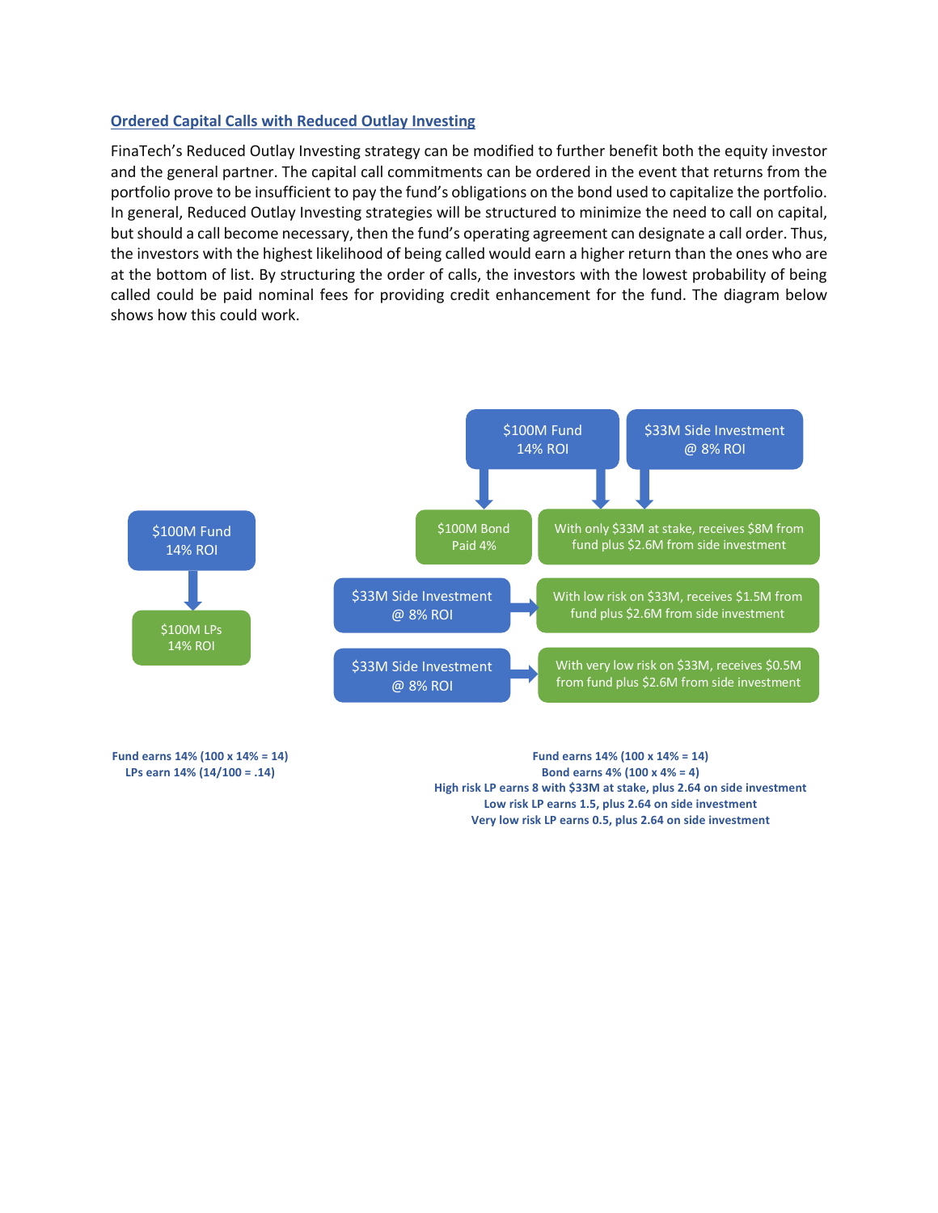## Ordered Capital Calls with Reduced Outlay Investing

FinaTech's Reduced Outlay Investing strategy can be modified to further benefit both the equity investor and the general partner. The capital call commitments can be ordered in the event that returns from the portfolio prove to be insufficient to pay the fund's obligations on the bond used to capitalize the portfolio. In general, Reduced Outlay Investing strategies will be structured to minimize the need to call on capital, but should a call become necessary, then the fund's operating agreement can designate a call order. Thus, the investors with the highest likelihood of being called would earn a higher return than the ones who are at the bottom of list. By structuring the order of calls, the investors with the lowest probability of being called could be paid nominal fees for providing credit enhancement for the fund. The diagram below shows how this could work.

$100M Fund
14% ROI

$100M LPs
14% ROI

$100M Fund
14% ROI

$33M Side Investment
@ 8% ROI

$100M Bond
Paid 4%

With only $33M at stake, receives $8M from fund plus $2.6M from side investment

$33M Side Investment
@ 8% ROI

With low risk on $33M, receives $1.5M from fund plus $2.6M from side investment

$33M Side Investment
@ 8% ROI

With very low risk on $33M, receives $0.5M from fund plus $2.6M from side investment

**Fund earns 14% (100 x 14% = 14)**
**LPs earn 14% (14/100 = .14)**

**Fund earns 14% (100 x 14% = 14)**
**Bond earns 4% (100 x 4% = 4)**
**High risk LP earns 8 with $33M at stake, plus 2.64 on side investment**
**Low risk LP earns 1.5, plus 2.64 on side investment**
**Very low risk LP earns 0.5, plus 2.64 on side investment**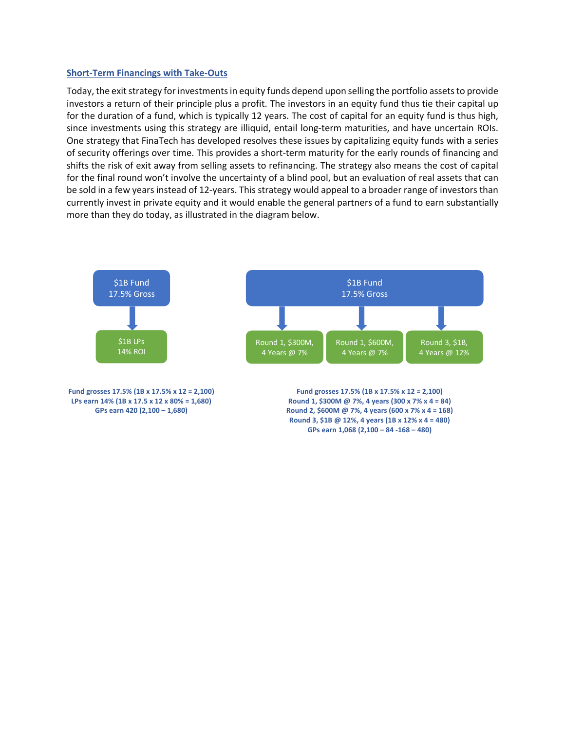## Short-Term Financings with Take-Outs

Today, the exit strategy for investments in equity funds depend upon selling the portfolio assets to provide investors a return of their principle plus a profit. The investors in an equity fund thus tie their capital up for the duration of a fund, which is typically 12 years. The cost of capital for an equity fund is thus high, since investments using this strategy are illiquid, entail long-term maturities, and have uncertain ROIs. One strategy that FinaTech has developed resolves these issues by capitalizing equity funds with a series of security offerings over time. This provides a short-term maturity for the early rounds of financing and shifts the risk of exit away from selling assets to refinancing. The strategy also means the cost of capital for the final round won't involve the uncertainty of a blind pool, but an evaluation of real assets that can be sold in a few years instead of 12-years. This strategy would appeal to a broader range of investors than currently invest in private equity and it would enable the general partners of a fund to earn substantially more than they do today, as illustrated in the diagram below.

$1B Fund
17.5% Gross

↓

$1B LPs
14% ROI

**Fund grosses 17.5% (1B x 17.5% x 12 = 2,100)**
**LPs earn 14% (1B x 17.5 x 12 x 80% = 1,680)**
**GPs earn 420 (2,100 – 1,680)**

$1B Fund
17.5% Gross

↓

Round 1, $300M, 4 Years @ 7% | Round 1, $600M, 4 Years @ 7% | Round 3, $1B, 4 Years @ 12%

**Fund grosses 17.5% (1B x 17.5% x 12 = 2,100)**
**Round 1, $300M @ 7%, 4 years (300 x 7% x 4 = 84)**
**Round 2, $600M @ 7%, 4 years (600 x 7% x 4 = 168)**
**Round 3, $1B @ 12%, 4 years (1B x 12% x 4 = 480)**
**GPs earn 1,068 (2,100 – 84 -168 – 480)**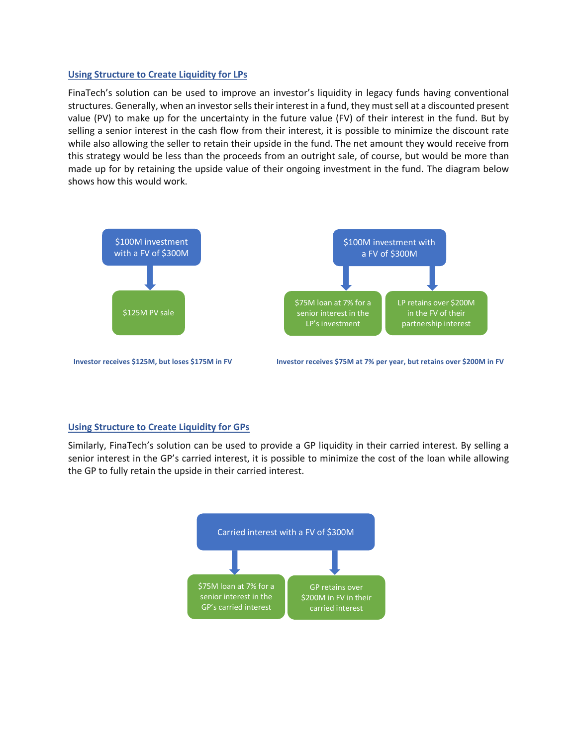## Using Structure to Create Liquidity for LPs

FinaTech's solution can be used to improve an investor's liquidity in legacy funds having conventional structures. Generally, when an investor sells their interest in a fund, they must sell at a discounted present value (PV) to make up for the uncertainty in the future value (FV) of their interest in the fund. But by selling a senior interest in the cash flow from their interest, it is possible to minimize the discount rate while also allowing the seller to retain their upside in the fund. The net amount they would receive from this strategy would be less than the proceeds from an outright sale, of course, but would be more than made up for by retaining the upside value of their ongoing investment in the fund. The diagram below shows how this would work.

$100M investment with a FV of $300M

→ $125M PV sale

**Investor receives $125M, but loses $175M in FV**

$100M investment with a FV of $300M

→ $75M loan at 7% for a senior interest in the LP's investment

→ LP retains over $200M in the FV of their partnership interest

**Investor receives $75M at 7% per year, but retains over $200M in FV**

## Using Structure to Create Liquidity for GPs

Similarly, FinaTech's solution can be used to provide a GP liquidity in their carried interest. By selling a senior interest in the GP's carried interest, it is possible to minimize the cost of the loan while allowing the GP to fully retain the upside in their carried interest.

Carried interest with a FV of $300M

→ $75M loan at 7% for a senior interest in the GP's carried interest

→ GP retains over $200M in FV in their carried interest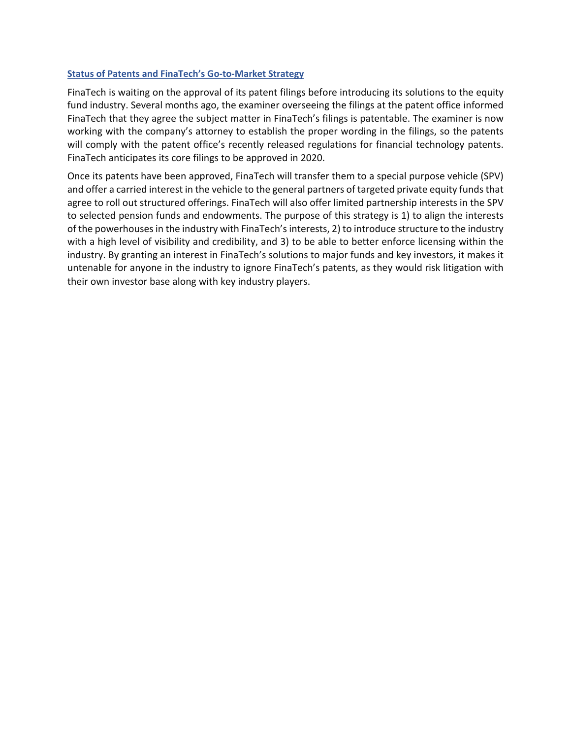## Status of Patents and FinaTech's Go-to-Market Strategy

FinaTech is waiting on the approval of its patent filings before introducing its solutions to the equity fund industry. Several months ago, the examiner overseeing the filings at the patent office informed FinaTech that they agree the subject matter in FinaTech's filings is patentable. The examiner is now working with the company's attorney to establish the proper wording in the filings, so the patents will comply with the patent office's recently released regulations for financial technology patents. FinaTech anticipates its core filings to be approved in 2020.

Once its patents have been approved, FinaTech will transfer them to a special purpose vehicle (SPV) and offer a carried interest in the vehicle to the general partners of targeted private equity funds that agree to roll out structured offerings. FinaTech will also offer limited partnership interests in the SPV to selected pension funds and endowments. The purpose of this strategy is 1) to align the interests of the powerhouses in the industry with FinaTech's interests, 2) to introduce structure to the industry with a high level of visibility and credibility, and 3) to be able to better enforce licensing within the industry. By granting an interest in FinaTech's solutions to major funds and key investors, it makes it untenable for anyone in the industry to ignore FinaTech's patents, as they would risk litigation with their own investor base along with key industry players.